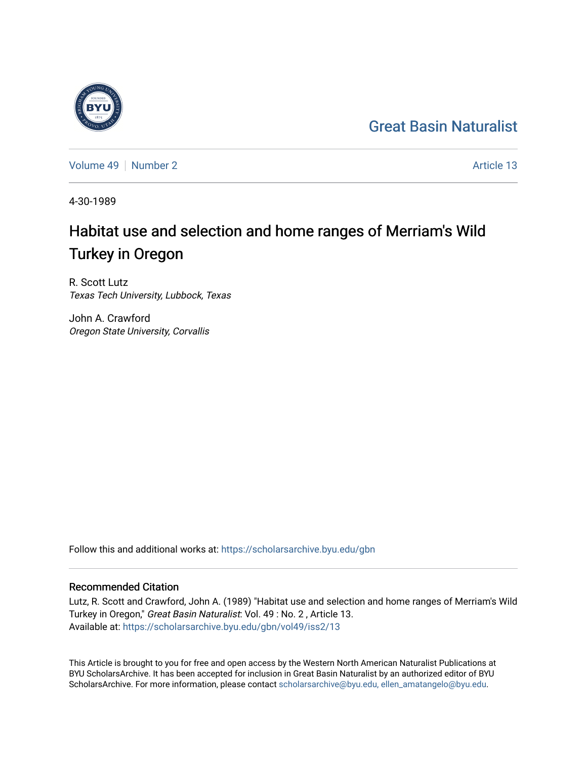Great Basin Naturalist

Volume 49 | Number 2 | Article 13

4-30-1989

# Habitat use and selection and home ranges of Merriam's Wild Turkey in Oregon

R. Scott Lutz
*Texas Tech University, Lubbock, Texas*

John A. Crawford
*Oregon State University, Corvallis*

Follow this and additional works at: https://scholarsarchive.byu.edu/gbn

## Recommended Citation

Lutz, R. Scott and Crawford, John A. (1989) "Habitat use and selection and home ranges of Merriam's Wild Turkey in Oregon," *Great Basin Naturalist*: Vol. 49 : No. 2 , Article 13.
Available at: https://scholarsarchive.byu.edu/gbn/vol49/iss2/13

This Article is brought to you for free and open access by the Western North American Naturalist Publications at BYU ScholarsArchive. It has been accepted for inclusion in Great Basin Naturalist by an authorized editor of BYU ScholarsArchive. For more information, please contact scholarsarchive@byu.edu, ellen_amatangelo@byu.edu.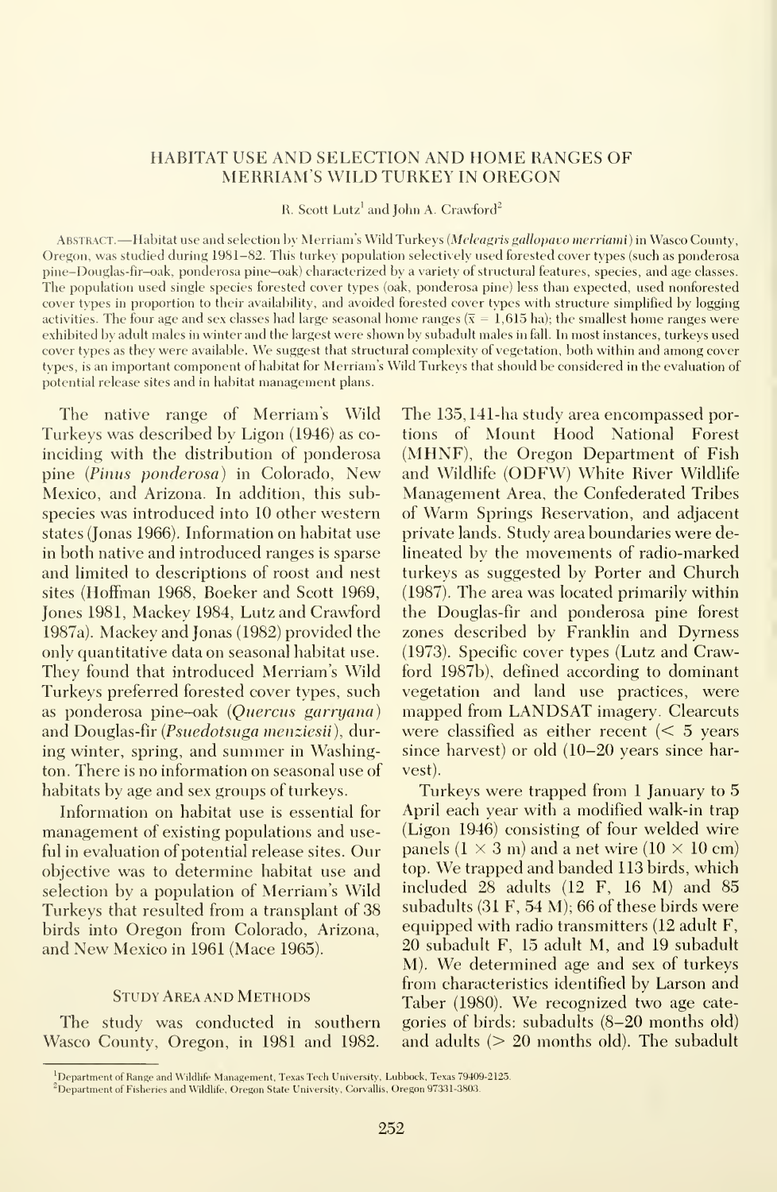# HABITAT USE AND SELECTION AND HOME RANGES OF MERRIAM'S WILD TURKEY IN OREGON

R. Scott Lutz[1] and John A. Crawford[2]

ABSTRACT.—Habitat use and selection by Merriam's Wild Turkeys (*Meleagris gallopavo merriami*) in Wasco County, Oregon, was studied during 1981–82. This turkey population selectively used forested cover types (such as ponderosa pine–Douglas-fir–oak, ponderosa pine–oak) characterized by a variety of structural features, species, and age classes. The population used single species forested cover types (oak, ponderosa pine) less than expected, used nonforested cover types in proportion to their availability, and avoided forested cover types with structure simplified by logging activities. The four age and sex classes had large seasonal home ranges ($\bar{x}$ = 1,615 ha); the smallest home ranges were exhibited by adult males in winter and the largest were shown by subadult males in fall. In most instances, turkeys used cover types as they were available. We suggest that structural complexity of vegetation, both within and among cover types, is an important component of habitat for Merriam's Wild Turkeys that should be considered in the evaluation of potential release sites and in habitat management plans.

The native range of Merriam's Wild Turkeys was described by Ligon (1946) as coinciding with the distribution of ponderosa pine (*Pinus ponderosa*) in Colorado, New Mexico, and Arizona. In addition, this subspecies was introduced into 10 other western states (Jonas 1966). Information on habitat use in both native and introduced ranges is sparse and limited to descriptions of roost and nest sites (Hoffman 1968, Boeker and Scott 1969, Jones 1981, Mackey 1984, Lutz and Crawford 1987a). Mackey and Jonas (1982) provided the only quantitative data on seasonal habitat use. They found that introduced Merriam's Wild Turkeys preferred forested cover types, such as ponderosa pine–oak (*Quercus garryana*) and Douglas-fir (*Psuedotsuga menziesii*), during winter, spring, and summer in Washington. There is no information on seasonal use of habitats by age and sex groups of turkeys.

Information on habitat use is essential for management of existing populations and useful in evaluation of potential release sites. Our objective was to determine habitat use and selection by a population of Merriam's Wild Turkeys that resulted from a transplant of 38 birds into Oregon from Colorado, Arizona, and New Mexico in 1961 (Mace 1965).

## STUDY AREA AND METHODS

The study was conducted in southern Wasco County, Oregon, in 1981 and 1982. The 135,141-ha study area encompassed portions of Mount Hood National Forest (MHNF), the Oregon Department of Fish and Wildlife (ODFW) White River Wildlife Management Area, the Confederated Tribes of Warm Springs Reservation, and adjacent private lands. Study area boundaries were delineated by the movements of radio-marked turkeys as suggested by Porter and Church (1987). The area was located primarily within the Douglas-fir and ponderosa pine forest zones described by Franklin and Dyrness (1973). Specific cover types (Lutz and Crawford 1987b), defined according to dominant vegetation and land use practices, were mapped from LANDSAT imagery. Clearcuts were classified as either recent (< 5 years since harvest) or old (10–20 years since harvest).

Turkeys were trapped from 1 January to 5 April each year with a modified walk-in trap (Ligon 1946) consisting of four welded wire panels (1 × 3 m) and a net wire (10 × 10 cm) top. We trapped and banded 113 birds, which included 28 adults (12 F, 16 M) and 85 subadults (31 F, 54 M); 66 of these birds were equipped with radio transmitters (12 adult F, 20 subadult F, 15 adult M, and 19 subadult M). We determined age and sex of turkeys from characteristics identified by Larson and Taber (1980). We recognized two age categories of birds: subadults (8–20 months old) and adults (> 20 months old). The subadult

[1]Department of Range and Wildlife Management, Texas Tech University, Lubbock, Texas 79409-2125.

[2]Department of Fisheries and Wildlife, Oregon State University, Corvallis, Oregon 97331-3803.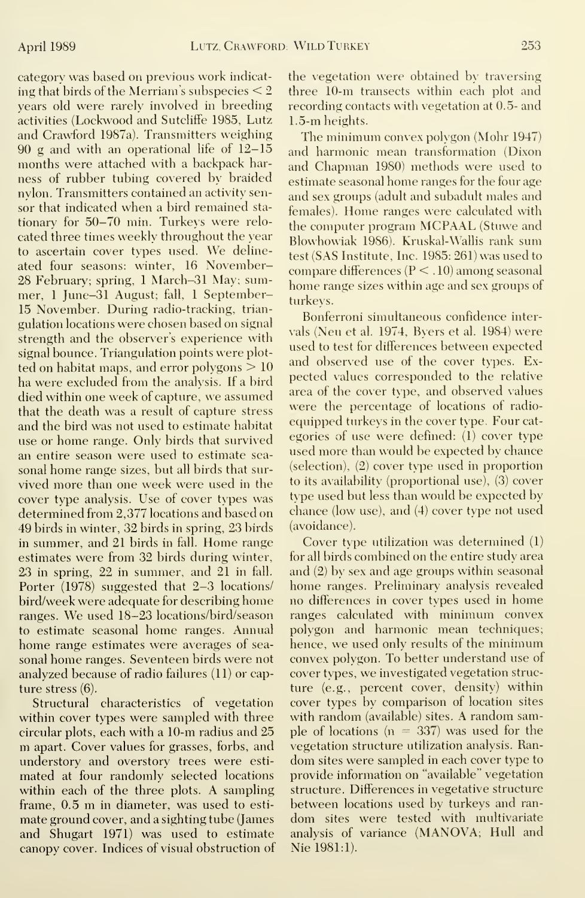category was based on previous work indicating that birds of the Merriam's subspecies < 2 years old were rarely involved in breeding activities (Lockwood and Sutcliffe 1985, Lutz and Crawford 1987a). Transmitters weighing 90 g and with an operational life of 12–15 months were attached with a backpack harness of rubber tubing covered by braided nylon. Transmitters contained an activity sensor that indicated when a bird remained stationary for 50–70 min. Turkeys were relocated three times weekly throughout the year to ascertain cover types used. We delineated four seasons: winter, 16 November–28 February; spring, 1 March–31 May; summer, 1 June–31 August; fall, 1 September–15 November. During radio-tracking, triangulation locations were chosen based on signal strength and the observer's experience with signal bounce. Triangulation points were plotted on habitat maps, and error polygons > 10 ha were excluded from the analysis. If a bird died within one week of capture, we assumed that the death was a result of capture stress and the bird was not used to estimate habitat use or home range. Only birds that survived an entire season were used to estimate seasonal home range sizes, but all birds that survived more than one week were used in the cover type analysis. Use of cover types was determined from 2,377 locations and based on 49 birds in winter, 32 birds in spring, 23 birds in summer, and 21 birds in fall. Home range estimates were from 32 birds during winter, 23 in spring, 22 in summer, and 21 in fall. Porter (1978) suggested that 2–3 locations/bird/week were adequate for describing home ranges. We used 18–23 locations/bird/season to estimate seasonal home ranges. Annual home range estimates were averages of seasonal home ranges. Seventeen birds were not analyzed because of radio failures (11) or capture stress (6).

Structural characteristics of vegetation within cover types were sampled with three circular plots, each with a 10-m radius and 25 m apart. Cover values for grasses, forbs, and understory and overstory trees were estimated at four randomly selected locations within each of the three plots. A sampling frame, 0.5 m in diameter, was used to estimate ground cover, and a sighting tube (James and Shugart 1971) was used to estimate canopy cover. Indices of visual obstruction of the vegetation were obtained by traversing three 10-m transects within each plot and recording contacts with vegetation at 0.5- and 1.5-m heights.

The minimum convex polygon (Mohr 1947) and harmonic mean transformation (Dixon and Chapman 1980) methods were used to estimate seasonal home ranges for the four age and sex groups (adult and subadult males and females). Home ranges were calculated with the computer program MCPAAL (Stuwe and Blowhowiak 1986). Kruskal-Wallis rank sum test (SAS Institute, Inc. 1985:261) was used to compare differences ($P < .10$) among seasonal home range sizes within age and sex groups of turkeys.

Bonferroni simultaneous confidence intervals (Neu et al. 1974, Byers et al. 1984) were used to test for differences between expected and observed use of the cover types. Expected values corresponded to the relative area of the cover type, and observed values were the percentage of locations of radio-equipped turkeys in the cover type. Four categories of use were defined: (1) cover type used more than would be expected by chance (selection), (2) cover type used in proportion to its availability (proportional use), (3) cover type used but less than would be expected by chance (low use), and (4) cover type not used (avoidance).

Cover type utilization was determined (1) for all birds combined on the entire study area and (2) by sex and age groups within seasonal home ranges. Preliminary analysis revealed no differences in cover types used in home ranges calculated with minimum convex polygon and harmonic mean techniques; hence, we used only results of the minimum convex polygon. To better understand use of cover types, we investigated vegetation structure (e.g., percent cover, density) within cover types by comparison of location sites with random (available) sites. A random sample of locations ($n = 337$) was used for the vegetation structure utilization analysis. Random sites were sampled in each cover type to provide information on "available" vegetation structure. Differences in vegetative structure between locations used by turkeys and random sites were tested with multivariate analysis of variance (MANOVA; Hull and Nie 1981:1).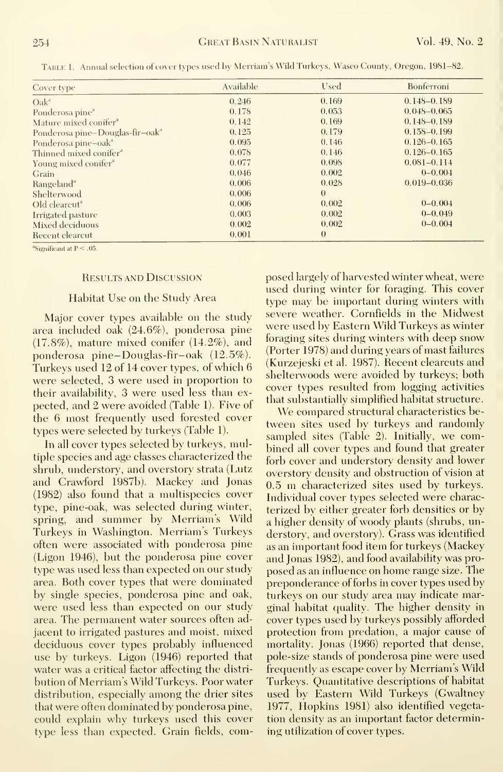Table 1. Annual selection of cover types used by Merriam's Wild Turkeys, Wasco County, Oregon, 1981–82.

| Cover type | Available | Used | Bonferroni |
|---|---|---|---|
| Oak[a] | 0.246 | 0.169 | 0.148–0.189 |
| Ponderosa pine[a] | 0.178 | 0.053 | 0.048–0.065 |
| Mature mixed conifer[a] | 0.142 | 0.169 | 0.148–0.189 |
| Ponderosa pine–Douglas-fir–oak[a] | 0.125 | 0.179 | 0.158–0.199 |
| Ponderosa pine–oak[a] | 0.095 | 0.146 | 0.126–0.165 |
| Thinned mixed conifer[a] | 0.078 | 0.146 | 0.126–0.165 |
| Young mixed conifer[a] | 0.077 | 0.098 | 0.081–0.114 |
| Grain | 0.046 | 0.002 | 0–0.004 |
| Rangeland[a] | 0.006 | 0.028 | 0.019–0.036 |
| Shelterwood | 0.006 | 0 | |
| Old clearcut[a] | 0.006 | 0.002 | 0–0.004 |
| Irrigated pasture | 0.003 | 0.002 | 0–0.049 |
| Mixed deciduous | 0.002 | 0.002 | 0–0.004 |
| Recent clearcut | 0.001 | 0 | |

[a]Significant at $P < .05$.

## Results and Discussion

### Habitat Use on the Study Area

Major cover types available on the study area included oak (24.6%), ponderosa pine (17.8%), mature mixed conifer (14.2%), and ponderosa pine–Douglas-fir–oak (12.5%). Turkeys used 12 of 14 cover types, of which 6 were selected, 3 were used in proportion to their availability, 3 were used less than expected, and 2 were avoided (Table 1). Five of the 6 most frequently used forested cover types were selected by turkeys (Table 1).

In all cover types selected by turkeys, multiple species and age classes characterized the shrub, understory, and overstory strata (Lutz and Crawford 1987b). Mackey and Jonas (1982) also found that a multispecies cover type, pine-oak, was selected during winter, spring, and summer by Merriam's Wild Turkeys in Washington. Merriam's Turkeys often were associated with ponderosa pine (Ligon 1946), but the ponderosa pine cover type was used less than expected on our study area. Both cover types that were dominated by single species, ponderosa pine and oak, were used less than expected on our study area. The permanent water sources often adjacent to irrigated pastures and moist, mixed deciduous cover types probably influenced use by turkeys. Ligon (1946) reported that water was a critical factor affecting the distribution of Merriam's Wild Turkeys. Poor water distribution, especially among the drier sites that were often dominated by ponderosa pine, could explain why turkeys used this cover type less than expected. Grain fields, composed largely of harvested winter wheat, were used during winter for foraging. This cover type may be important during winters with severe weather. Cornfields in the Midwest were used by Eastern Wild Turkeys as winter foraging sites during winters with deep snow (Porter 1978) and during years of mast failures (Kurzejeski et al. 1987). Recent clearcuts and shelterwoods were avoided by turkeys; both cover types resulted from logging activities that substantially simplified habitat structure.

We compared structural characteristics between sites used by turkeys and randomly sampled sites (Table 2). Initially, we combined all cover types and found that greater forb cover and understory density and lower overstory density and obstruction of vision at 0.5 m characterized sites used by turkeys. Individual cover types selected were characterized by either greater forb densities or by a higher density of woody plants (shrubs, understory, and overstory). Grass was identified as an important food item for turkeys (Mackey and Jonas 1982), and food availability was proposed as an influence on home range size. The preponderance of forbs in cover types used by turkeys on our study area may indicate marginal habitat quality. The higher density in cover types used by turkeys possibly afforded protection from predation, a major cause of mortality. Jonas (1966) reported that dense, pole-size stands of ponderosa pine were used frequently as escape cover by Merriam's Wild Turkeys. Quantitative descriptions of habitat used by Eastern Wild Turkeys (Gwaltney 1977, Hopkins 1981) also identified vegetation density as an important factor determining utilization of cover types.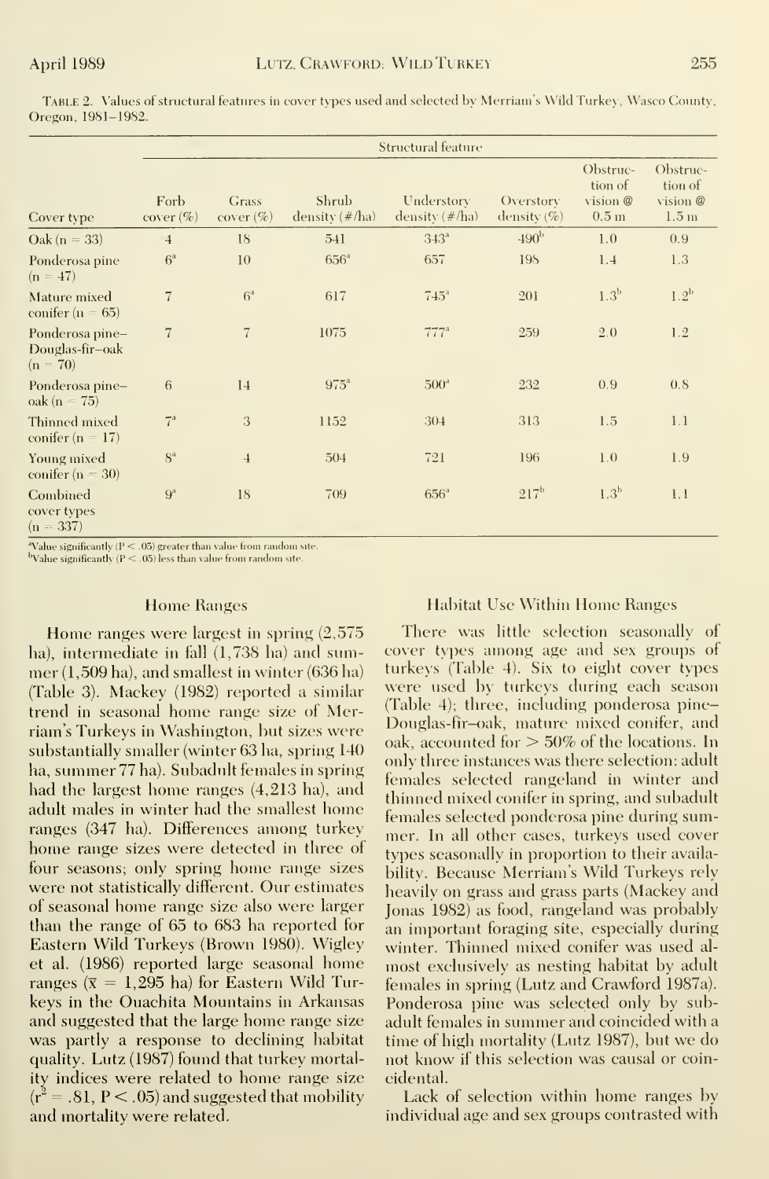TABLE 2. Values of structural features in cover types used and selected by Merriam's Wild Turkey, Wasco County, Oregon, 1981–1982.

| Cover type | Structural feature | | | | | | |
|---|---|---|---|---|---|---|---|
| | Forb cover (%) | Grass cover (%) | Shrub density (#/ha) | Understory density (#/ha) | Overstory density (%) | Obstruction of vision @ 0.5 m | Obstruction of vision @ 1.5 m |
| Oak (n = 33) | 4 | 18 | 541 | 343[a] | 490[b] | 1.0 | 0.9 |
| Ponderosa pine (n = 47) | 6[a] | 10 | 656[a] | 657 | 198 | 1.4 | 1.3 |
| Mature mixed conifer (n = 65) | 7 | 6[a] | 617 | 745[a] | 201 | 1.3[b] | 1.2[b] |
| Ponderosa pine–Douglas-fir–oak (n = 70) | 7 | 7 | 1075 | 777[a] | 259 | 2.0 | 1.2 |
| Ponderosa pine–oak (n = 75) | 6 | 14 | 975[a] | 500[a] | 232 | 0.9 | 0.8 |
| Thinned mixed conifer (n = 17) | 7[a] | 3 | 1152 | 304 | 313 | 1.5 | 1.1 |
| Young mixed conifer (n = 30) | 8[a] | 4 | 504 | 721 | 196 | 1.0 | 1.9 |
| Combined cover types (n = 337) | 9[a] | 18 | 709 | 656[a] | 217[b] | 1.3[b] | 1.1 |

[a]Value significantly ($P < .05$) greater than value from random site.
[b]Value significantly ($P < .05$) less than value from random site.

## Home Ranges

Home ranges were largest in spring (2,575 ha), intermediate in fall (1,738 ha) and summer (1,509 ha), and smallest in winter (636 ha) (Table 3). Mackey (1982) reported a similar trend in seasonal home range size of Merriam's Turkeys in Washington, but sizes were substantially smaller (winter 63 ha, spring 140 ha, summer 77 ha). Subadult females in spring had the largest home ranges (4,213 ha), and adult males in winter had the smallest home ranges (347 ha). Differences among turkey home range sizes were detected in three of four seasons; only spring home range sizes were not statistically different. Our estimates of seasonal home range size also were larger than the range of 65 to 683 ha reported for Eastern Wild Turkeys (Brown 1980). Wigley et al. (1986) reported large seasonal home ranges ($\bar{x} = 1,295$ ha) for Eastern Wild Turkeys in the Ouachita Mountains in Arkansas and suggested that the large home range size was partly a response to declining habitat quality. Lutz (1987) found that turkey mortality indices were related to home range size ($r^2 = .81$, $P < .05$) and suggested that mobility and mortality were related.

## Habitat Use Within Home Ranges

There was little selection seasonally of cover types among age and sex groups of turkeys (Table 4). Six to eight cover types were used by turkeys during each season (Table 4); three, including ponderosa pine–Douglas-fir–oak, mature mixed conifer, and oak, accounted for > 50% of the locations. In only three instances was there selection: adult females selected rangeland in winter and thinned mixed conifer in spring, and subadult females selected ponderosa pine during summer. In all other cases, turkeys used cover types seasonally in proportion to their availability. Because Merriam's Wild Turkeys rely heavily on grass and grass parts (Mackey and Jonas 1982) as food, rangeland was probably an important foraging site, especially during winter. Thinned mixed conifer was used almost exclusively as nesting habitat by adult females in spring (Lutz and Crawford 1987a). Ponderosa pine was selected only by subadult females in summer and coincided with a time of high mortality (Lutz 1987), but we do not know if this selection was causal or coincidental.

Lack of selection within home ranges by individual age and sex groups contrasted with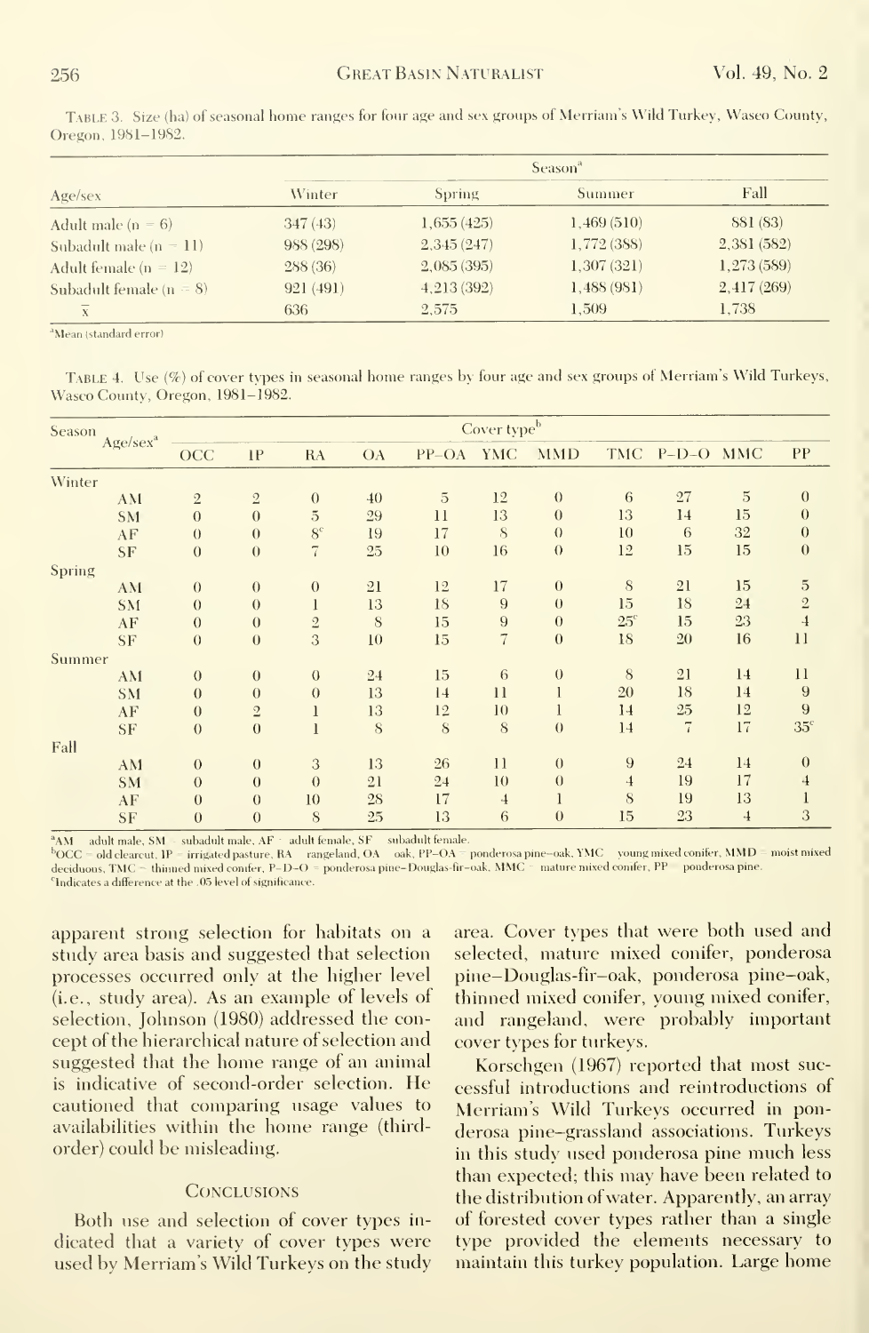TABLE 3. Size (ha) of seasonal home ranges for four age and sex groups of Merriam's Wild Turkey, Wasco County, Oregon, 1981–1982.

| Age/sex | Season[a] | | | |
|---|---|---|---|---|
| | Winter | Spring | Summer | Fall |
| Adult male (n = 6) | 347 (43) | 1,655 (425) | 1,469 (510) | 881 (83) |
| Subadult male (n = 11) | 988 (298) | 2,345 (247) | 1,772 (388) | 2,381 (582) |
| Adult female (n = 12) | 288 (36) | 2,085 (395) | 1,307 (321) | 1,273 (589) |
| Subadult female (n = 8) | 921 (491) | 4,213 (392) | 1,488 (981) | 2,417 (269) |
| $\bar{x}$ | 636 | 2,575 | 1,509 | 1,738 |

[a]Mean (standard error)

TABLE 4. Use (%) of cover types in seasonal home ranges by four age and sex groups of Merriam's Wild Turkeys, Wasco County, Oregon, 1981–1982.

| Season | Age/sex[a] | Cover type[b] | | | | | | | | | | |
|---|---|---|---|---|---|---|---|---|---|---|---|---|
| | | OCC | IP | RA | OA | PP–OA | YMC | MMD | TMC | P–D–O | MMC | PP |
| Winter | | | | | | | | | | | | |
| | AM | 2 | 2 | 0 | 40 | 5 | 12 | 0 | 6 | 27 | 5 | 0 |
| | SM | 0 | 0 | 5 | 29 | 11 | 13 | 0 | 13 | 14 | 15 | 0 |
| | AF | 0 | 0 | 8[c] | 19 | 17 | 8 | 0 | 10 | 6 | 32 | 0 |
| | SF | 0 | 0 | 7 | 25 | 10 | 16 | 0 | 12 | 15 | 15 | 0 |
| Spring | | | | | | | | | | | | |
| | AM | 0 | 0 | 0 | 21 | 12 | 17 | 0 | 8 | 21 | 15 | 5 |
| | SM | 0 | 0 | 1 | 13 | 18 | 9 | 0 | 15 | 18 | 24 | 2 |
| | AF | 0 | 0 | 2 | 8 | 15 | 9 | 0 | 25[c] | 15 | 23 | 4 |
| | SF | 0 | 0 | 3 | 10 | 15 | 7 | 0 | 18 | 20 | 16 | 11 |
| Summer | | | | | | | | | | | | |
| | AM | 0 | 0 | 0 | 24 | 15 | 6 | 0 | 8 | 21 | 14 | 11 |
| | SM | 0 | 0 | 0 | 13 | 14 | 11 | 1 | 20 | 18 | 14 | 9 |
| | AF | 0 | 2 | 1 | 13 | 12 | 10 | 1 | 14 | 25 | 12 | 9 |
| | SF | 0 | 0 | 1 | 8 | 8 | 8 | 0 | 14 | 7 | 17 | 35[c] |
| Fall | | | | | | | | | | | | |
| | AM | 0 | 0 | 3 | 13 | 26 | 11 | 0 | 9 | 24 | 14 | 0 |
| | SM | 0 | 0 | 0 | 21 | 24 | 10 | 0 | 4 | 19 | 17 | 4 |
| | AF | 0 | 0 | 10 | 28 | 17 | 4 | 1 | 8 | 19 | 13 | 1 |
| | SF | 0 | 0 | 8 | 25 | 13 | 6 | 0 | 15 | 23 | 4 | 3 |

[a]AM = adult male, SM = subadult male, AF = adult female, SF = subadult female.
[b]OCC = old clearcut, IP = irrigated pasture, RA = rangeland, OA = oak, PP–OA = ponderosa pine–oak, YMC = young mixed conifer, MMD = moist mixed deciduous, TMC = thinned mixed conifer, P–D–O = ponderosa pine–Douglas-fir–oak, MMC = mature mixed conifer, PP = ponderosa pine.
[c]Indicates a difference at the .05 level of significance.

apparent strong selection for habitats on a study area basis and suggested that selection processes occurred only at the higher level (i.e., study area). As an example of levels of selection, Johnson (1980) addressed the concept of the hierarchical nature of selection and suggested that the home range of an animal is indicative of second-order selection. He cautioned that comparing usage values to availabilities within the home range (third-order) could be misleading.

## Conclusions

Both use and selection of cover types indicated that a variety of cover types were used by Merriam's Wild Turkeys on the study area. Cover types that were both used and selected, mature mixed conifer, ponderosa pine–Douglas-fir–oak, ponderosa pine–oak, thinned mixed conifer, young mixed conifer, and rangeland, were probably important cover types for turkeys.

Korschgen (1967) reported that most successful introductions and reintroductions of Merriam's Wild Turkeys occurred in ponderosa pine–grassland associations. Turkeys in this study used ponderosa pine much less than expected; this may have been related to the distribution of water. Apparently, an array of forested cover types rather than a single type provided the elements necessary to maintain this turkey population. Large home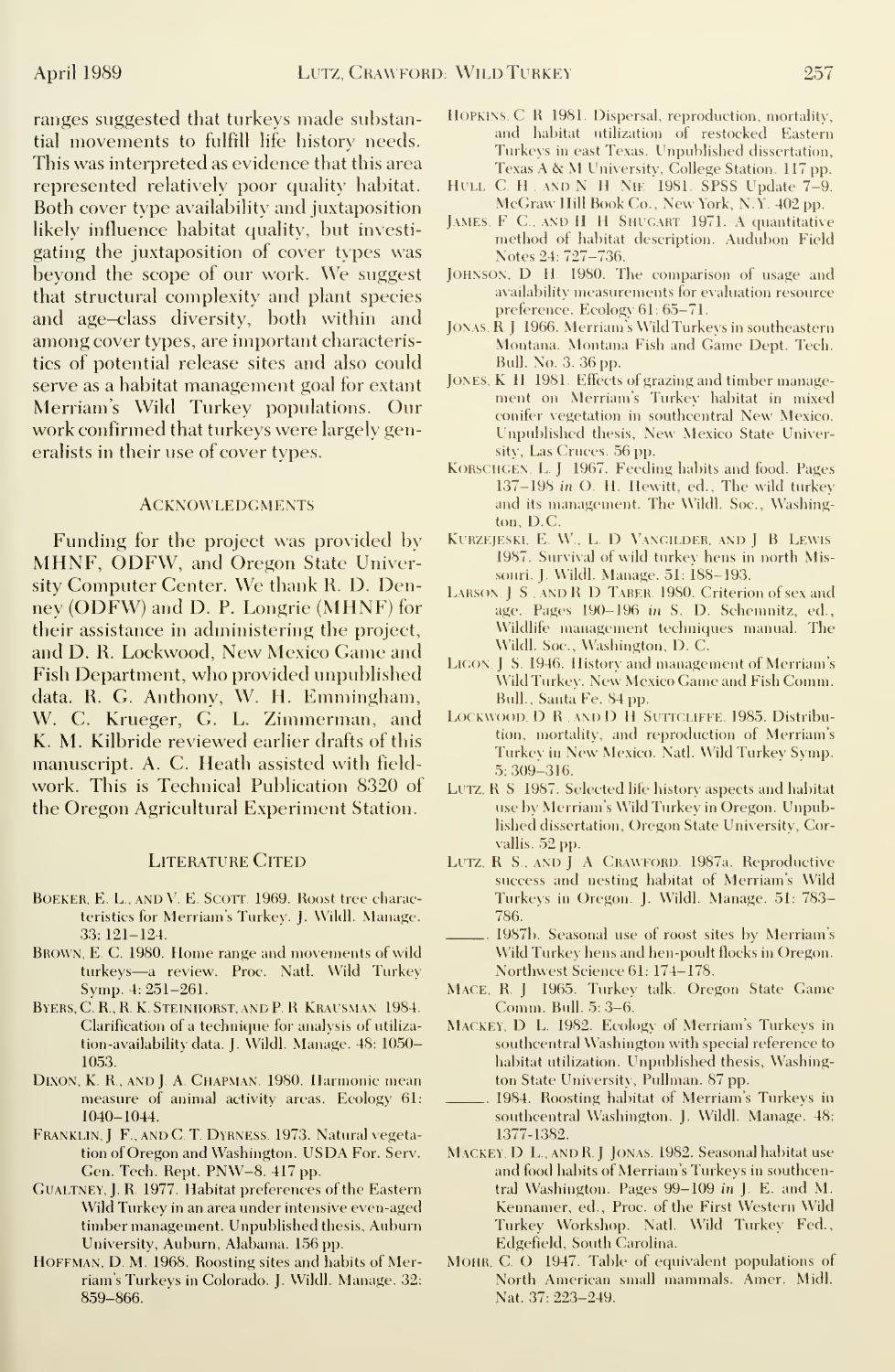ranges suggested that turkeys made substantial movements to fulfill life history needs. This was interpreted as evidence that this area represented relatively poor quality habitat. Both cover type availability and juxtaposition likely influence habitat quality, but investigating the juxtaposition of cover types was beyond the scope of our work. We suggest that structural complexity and plant species and age–class diversity, both within and among cover types, are important characteristics of potential release sites and also could serve as a habitat management goal for extant Merriam's Wild Turkey populations. Our work confirmed that turkeys were largely generalists in their use of cover types.

## Acknowledgments

Funding for the project was provided by MHNF, ODFW, and Oregon State University Computer Center. We thank R. D. Denney (ODFW) and D. P. Longrie (MHNF) for their assistance in administering the project, and D. R. Lockwood, New Mexico Game and Fish Department, who provided unpublished data. R. G. Anthony, W. H. Emmingham, W. C. Krueger, G. L. Zimmerman, and K. M. Kilbride reviewed earlier drafts of this manuscript. A. C. Heath assisted with fieldwork. This is Technical Publication 8320 of the Oregon Agricultural Experiment Station.

## Literature Cited

Boeker, E. L., and V. E. Scott. 1969. Roost tree characteristics for Merriam's Turkey. J. Wildl. Manage. 33: 121–124.

Brown, E. C. 1980. Home range and movements of wild turkeys—a review. Proc. Natl. Wild Turkey Symp. 4: 251–261.

Byers, C. R., R. K. Steinhorst, and P. R. Krausman. 1984. Clarification of a technique for analysis of utilization-availability data. J. Wildl. Manage. 48: 1050–1053.

Dixon, K. R., and J. A. Chapman. 1980. Harmonic mean measure of animal activity areas. Ecology 61: 1040–1044.

Franklin, J. F., and C. T. Dyrness. 1973. Natural vegetation of Oregon and Washington. USDA For. Serv. Gen. Tech. Rept. PNW–8. 417 pp.

Gualtney, J. R. 1977. Habitat preferences of the Eastern Wild Turkey in an area under intensive even-aged timber management. Unpublished thesis, Auburn University, Auburn, Alabama. 156 pp.

Hoffman, D. M. 1968. Roosting sites and habits of Merriam's Turkeys in Colorado. J. Wildl. Manage. 32: 859–866.

Hopkins, C. R. 1981. Dispersal, reproduction, mortality, and habitat utilization of restocked Eastern Turkeys in east Texas. Unpublished dissertation, Texas A & M University, College Station. 117 pp.

Hull, C. H., and N. H. Nie. 1981. SPSS Update 7–9. McGraw Hill Book Co., New York, N.Y. 402 pp.

James, F. C., and H. H. Shugart. 1971. A quantitative method of habitat description. Audubon Field Notes 24: 727–736.

Johnson, D. H. 1980. The comparison of usage and availability measurements for evaluation resource preference. Ecology 61: 65–71.

Jonas, R. J. 1966. Merriam's Wild Turkeys in southeastern Montana. Montana Fish and Game Dept. Tech. Bull. No. 3. 36 pp.

Jones, K. H. 1981. Effects of grazing and timber management on Merriam's Turkey habitat in mixed conifer vegetation in southcentral New Mexico. Unpublished thesis, New Mexico State University, Las Cruces. 56 pp.

Korschgen, L. J. 1967. Feeding habits and food. Pages 137–198 *in* O. H. Hewitt, ed., The wild turkey and its management. The Wildl. Soc., Washington, D.C.

Kurzejeski, E. W., L. D. Vangilder, and J. B. Lewis. 1987. Survival of wild turkey hens in north Missouri. J. Wildl. Manage. 51: 188–193.

Larson, J. S., and R. D. Taber. 1980. Criterion of sex and age. Pages 190–196 *in* S. D. Schemnitz, ed., Wildlife management techniques manual. The Wildl. Soc., Washington, D. C.

Ligon, J. S. 1946. History and management of Merriam's Wild Turkey. New Mexico Game and Fish Comm. Bull., Santa Fe. 84 pp.

Lockwood, D. R., and D. H. Sutcliffe. 1985. Distribution, mortality, and reproduction of Merriam's Turkey in New Mexico. Natl. Wild Turkey Symp. 5: 309–316.

Lutz, R. S. 1987. Selected life history aspects and habitat use by Merriam's Wild Turkey in Oregon. Unpublished dissertation, Oregon State University, Corvallis. 52 pp.

Lutz, R. S., and J. A. Crawford. 1987a. Reproductive success and nesting habitat of Merriam's Wild Turkeys in Oregon. J. Wildl. Manage. 51: 783–786.

\_\_\_\_\_. 1987b. Seasonal use of roost sites by Merriam's Wild Turkey hens and hen-poult flocks in Oregon. Northwest Science 61: 174–178.

Mace, R. J. 1965. Turkey talk. Oregon State Game Comm. Bull. 5: 3–6.

Mackey, D. L. 1982. Ecology of Merriam's Turkeys in southcentral Washington with special reference to habitat utilization. Unpublished thesis, Washington State University, Pullman. 87 pp.

\_\_\_\_\_. 1984. Roosting habitat of Merriam's Turkeys in southcentral Washington. J. Wildl. Manage. 48: 1377-1382.

Mackey, D. L., and R. J. Jonas. 1982. Seasonal habitat use and food habits of Merriam's Turkeys in southcentral Washington. Pages 99–109 *in* J. E. and M. Kennamer, ed., Proc. of the First Western Wild Turkey Workshop. Natl. Wild Turkey Fed., Edgefield, South Carolina.

Mohr, C. O. 1947. Table of equivalent populations of North American small mammals. Amer. Midl. Nat. 37: 223–249.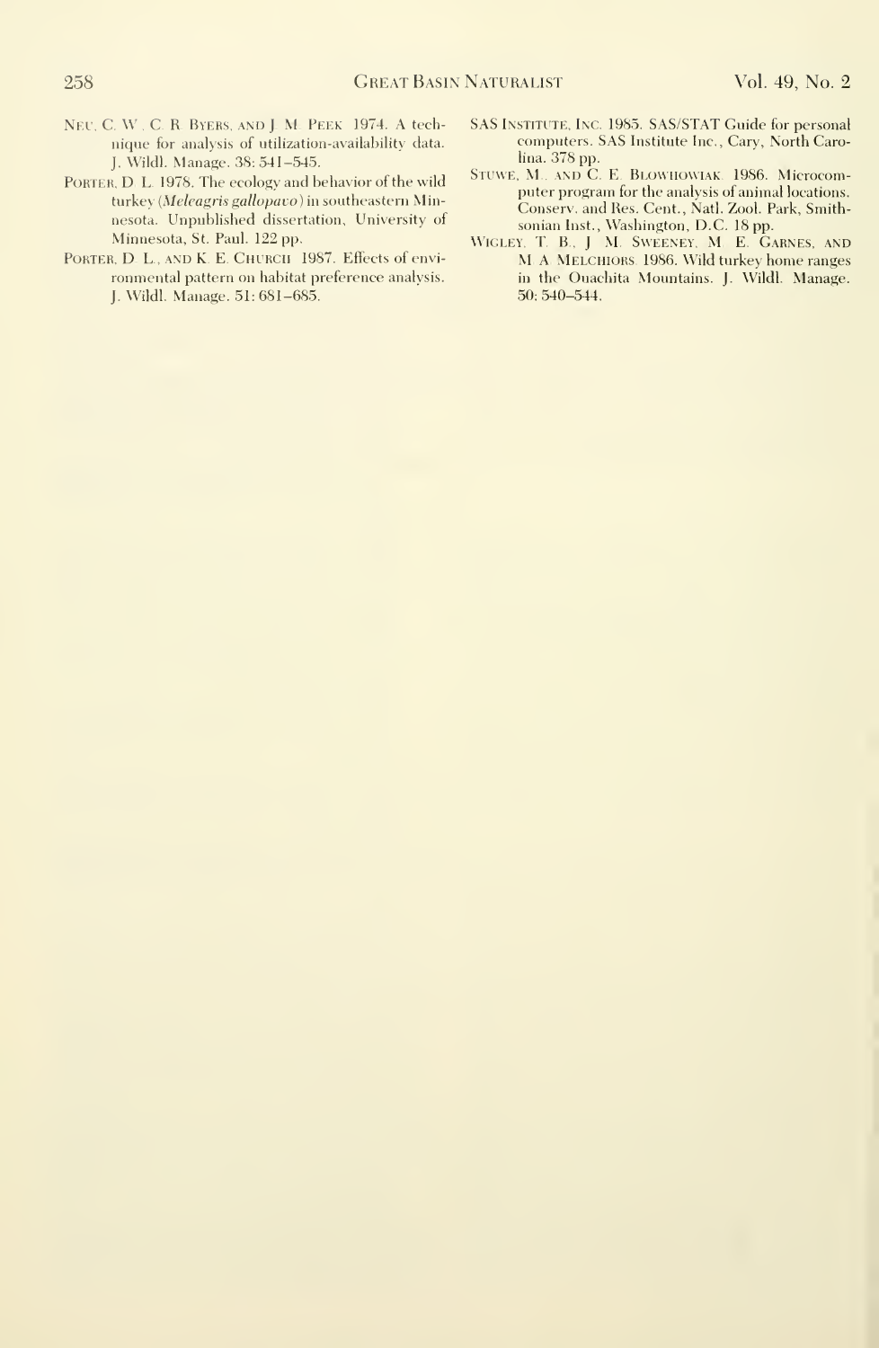Neu, C. W., C. R. Byers, and J. M. Peek. 1974. A technique for analysis of utilization-availability data. J. Wildl. Manage. 38: 541–545.

Porter, D. L. 1978. The ecology and behavior of the wild turkey (*Meleagris gallopavo*) in southeastern Minnesota. Unpublished dissertation, University of Minnesota, St. Paul. 122 pp.

Porter, D. L., and K. E. Church. 1987. Effects of environmental pattern on habitat preference analysis. J. Wildl. Manage. 51: 681–685.

SAS Institute, Inc. 1985. SAS/STAT Guide for personal computers. SAS Institute Inc., Cary, North Carolina. 378 pp.

Stuwe, M., and C. E. Blowhowiak. 1986. Microcomputer program for the analysis of animal locations. Conserv. and Res. Cent., Natl. Zool. Park, Smithsonian Inst., Washington, D.C. 18 pp.

Wigley, T. B., J. M. Sweeney, M. E. Garnes, and M. A. Melchiors. 1986. Wild turkey home ranges in the Ouachita Mountains. J. Wildl. Manage. 50: 540–544.